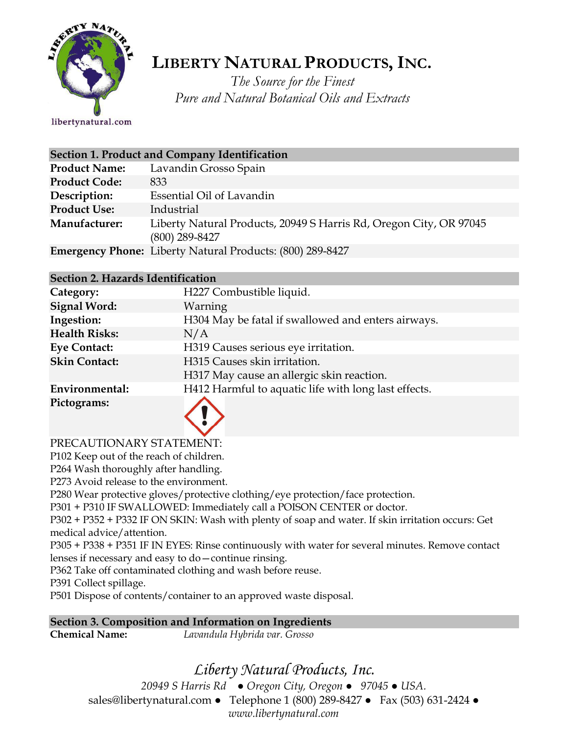# LIBERTY NATURAL PRODUCTS, INC.

*The Source for the Finest*
*Pure and Natural Botanical Oils and Extracts*

libertynatural.com

## Section 1. Product and Company Identification

| | |
|---|---|
| **Product Name:** | Lavandin Grosso Spain |
| **Product Code:** | 833 |
| **Description:** | Essential Oil of Lavandin |
| **Product Use:** | Industrial |
| **Manufacturer:** | Liberty Natural Products, 20949 S Harris Rd, Oregon City, OR 97045 (800) 289-8427 |
| **Emergency Phone:** | Liberty Natural Products: (800) 289-8427 |

## Section 2. Hazards Identification

| | |
|---|---|
| **Category:** | H227 Combustible liquid. |
| **Signal Word:** | Warning |
| **Ingestion:** | H304 May be fatal if swallowed and enters airways. |
| **Health Risks:** | N/A |
| **Eye Contact:** | H319 Causes serious eye irritation. |
| **Skin Contact:** | H315 Causes skin irritation. H317 May cause an allergic skin reaction. |
| **Environmental:** | H412 Harmful to aquatic life with long last effects. |
| **Pictograms:** | |

PRECAUTIONARY STATEMENT:

P102 Keep out of the reach of children.
P264 Wash thoroughly after handling.
P273 Avoid release to the environment.
P280 Wear protective gloves/protective clothing/eye protection/face protection.
P301 + P310 IF SWALLOWED: Immediately call a POISON CENTER or doctor.
P302 + P352 + P332 IF ON SKIN: Wash with plenty of soap and water. If skin irritation occurs: Get medical advice/attention.
P305 + P338 + P351 IF IN EYES: Rinse continuously with water for several minutes. Remove contact lenses if necessary and easy to do—continue rinsing.
P362 Take off contaminated clothing and wash before reuse.
P391 Collect spillage.
P501 Dispose of contents/container to an approved waste disposal.

## Section 3. Composition and Information on Ingredients

**Chemical Name:** *Lavandula Hybrida var. Grosso*

*Liberty Natural Products, Inc.*
*20949 S Harris Rd ● Oregon City, Oregon ● 97045 ● USA.*
sales@libertynatural.com ● Telephone 1 (800) 289-8427 ● Fax (503) 631-2424 ●
*www.libertynatural.com*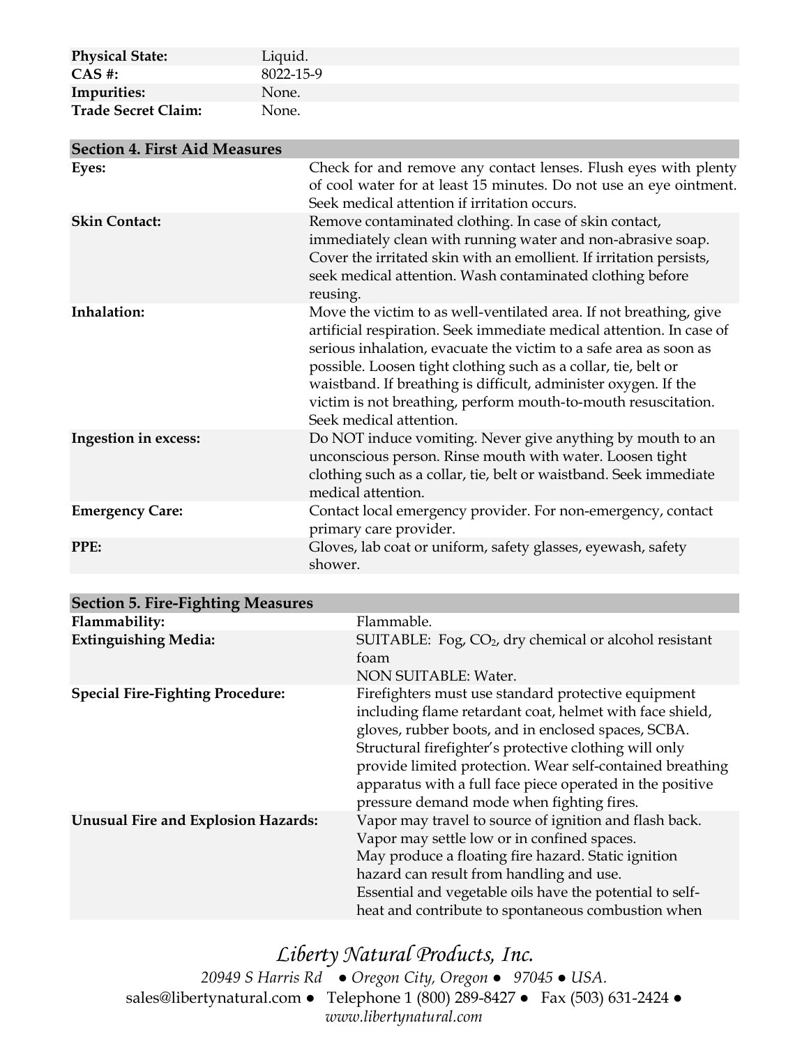| | |
|---|---|
| **Physical State:** | Liquid. |
| **CAS #:** | 8022-15-9 |
| **Impurities:** | None. |
| **Trade Secret Claim:** | None. |

| **Section 4. First Aid Measures** | |
|---|---|
| **Eyes:** | Check for and remove any contact lenses. Flush eyes with plenty of cool water for at least 15 minutes. Do not use an eye ointment. Seek medical attention if irritation occurs. |
| **Skin Contact:** | Remove contaminated clothing. In case of skin contact, immediately clean with running water and non-abrasive soap. Cover the irritated skin with an emollient. If irritation persists, seek medical attention. Wash contaminated clothing before reusing. |
| **Inhalation:** | Move the victim to as well-ventilated area. If not breathing, give artificial respiration. Seek immediate medical attention. In case of serious inhalation, evacuate the victim to a safe area as soon as possible. Loosen tight clothing such as a collar, tie, belt or waistband. If breathing is difficult, administer oxygen. If the victim is not breathing, perform mouth-to-mouth resuscitation. Seek medical attention. |
| **Ingestion in excess:** | Do NOT induce vomiting. Never give anything by mouth to an unconscious person. Rinse mouth with water. Loosen tight clothing such as a collar, tie, belt or waistband. Seek immediate medical attention. |
| **Emergency Care:** | Contact local emergency provider. For non-emergency, contact primary care provider. |
| **PPE:** | Gloves, lab coat or uniform, safety glasses, eyewash, safety shower. |

| **Section 5. Fire-Fighting Measures** | |
|---|---|
| **Flammability:** | Flammable. |
| **Extinguishing Media:** | SUITABLE: Fog, $CO_2$, dry chemical or alcohol resistant foam<br>NON SUITABLE: Water. |
| **Special Fire-Fighting Procedure:** | Firefighters must use standard protective equipment including flame retardant coat, helmet with face shield, gloves, rubber boots, and in enclosed spaces, SCBA. Structural firefighter's protective clothing will only provide limited protection. Wear self-contained breathing apparatus with a full face piece operated in the positive pressure demand mode when fighting fires. |
| **Unusual Fire and Explosion Hazards:** | Vapor may travel to source of ignition and flash back.<br>Vapor may settle low or in confined spaces.<br>May produce a floating fire hazard. Static ignition hazard can result from handling and use.<br>Essential and vegetable oils have the potential to self-heat and contribute to spontaneous combustion when |

*Liberty Natural Products, Inc.*

*20949 S Harris Rd ● Oregon City, Oregon ● 97045 ● USA.*

sales@libertynatural.com ● Telephone 1 (800) 289-8427 ● Fax (503) 631-2424 ●

*www.libertynatural.com*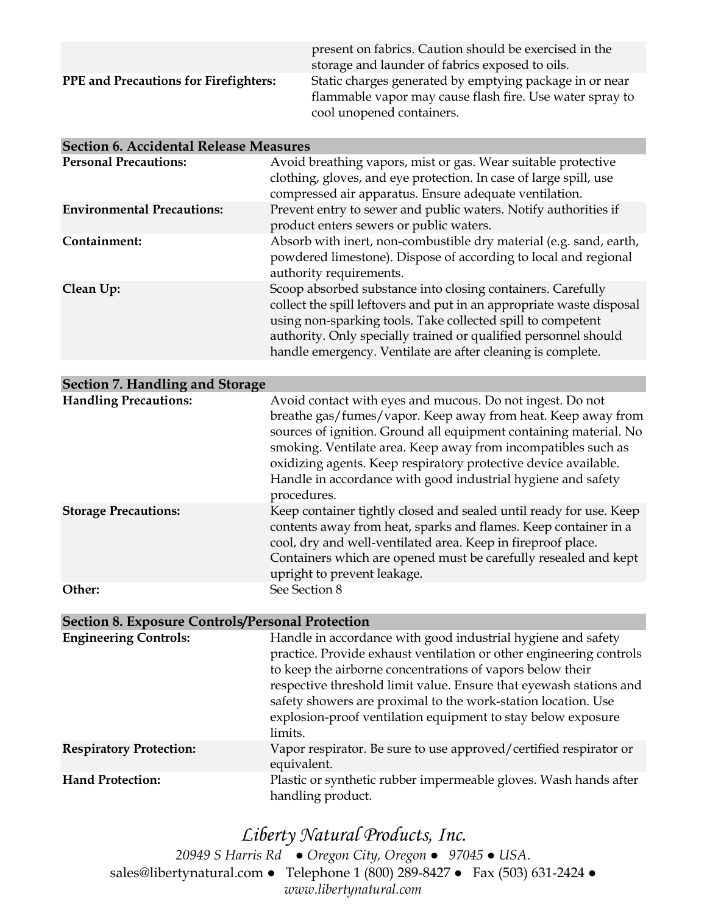| | |
|---|---|
| | present on fabrics. Caution should be exercised in the storage and launder of fabrics exposed to oils. |
| **PPE and Precautions for Firefighters:** | Static charges generated by emptying package in or near flammable vapor may cause flash fire. Use water spray to cool unopened containers. |

## Section 6. Accidental Release Measures

| | |
|---|---|
| **Personal Precautions:** | Avoid breathing vapors, mist or gas. Wear suitable protective clothing, gloves, and eye protection. In case of large spill, use compressed air apparatus. Ensure adequate ventilation. |
| **Environmental Precautions:** | Prevent entry to sewer and public waters. Notify authorities if product enters sewers or public waters. |
| **Containment:** | Absorb with inert, non-combustible dry material (e.g. sand, earth, powdered limestone). Dispose of according to local and regional authority requirements. |
| **Clean Up:** | Scoop absorbed substance into closing containers. Carefully collect the spill leftovers and put in an appropriate waste disposal using non-sparking tools. Take collected spill to competent authority. Only specially trained or qualified personnel should handle emergency. Ventilate are after cleaning is complete. |

## Section 7. Handling and Storage

| | |
|---|---|
| **Handling Precautions:** | Avoid contact with eyes and mucous. Do not ingest. Do not breathe gas/fumes/vapor. Keep away from heat. Keep away from sources of ignition. Ground all equipment containing material. No smoking. Ventilate area. Keep away from incompatibles such as oxidizing agents. Keep respiratory protective device available. Handle in accordance with good industrial hygiene and safety procedures. |
| **Storage Precautions:** | Keep container tightly closed and sealed until ready for use. Keep contents away from heat, sparks and flames. Keep container in a cool, dry and well-ventilated area. Keep in fireproof place. Containers which are opened must be carefully resealed and kept upright to prevent leakage. |
| **Other:** | See Section 8 |

## Section 8. Exposure Controls/Personal Protection

| | |
|---|---|
| **Engineering Controls:** | Handle in accordance with good industrial hygiene and safety practice. Provide exhaust ventilation or other engineering controls to keep the airborne concentrations of vapors below their respective threshold limit value. Ensure that eyewash stations and safety showers are proximal to the work-station location. Use explosion-proof ventilation equipment to stay below exposure limits. |
| **Respiratory Protection:** | Vapor respirator. Be sure to use approved/certified respirator or equivalent. |
| **Hand Protection:** | Plastic or synthetic rubber impermeable gloves. Wash hands after handling product. |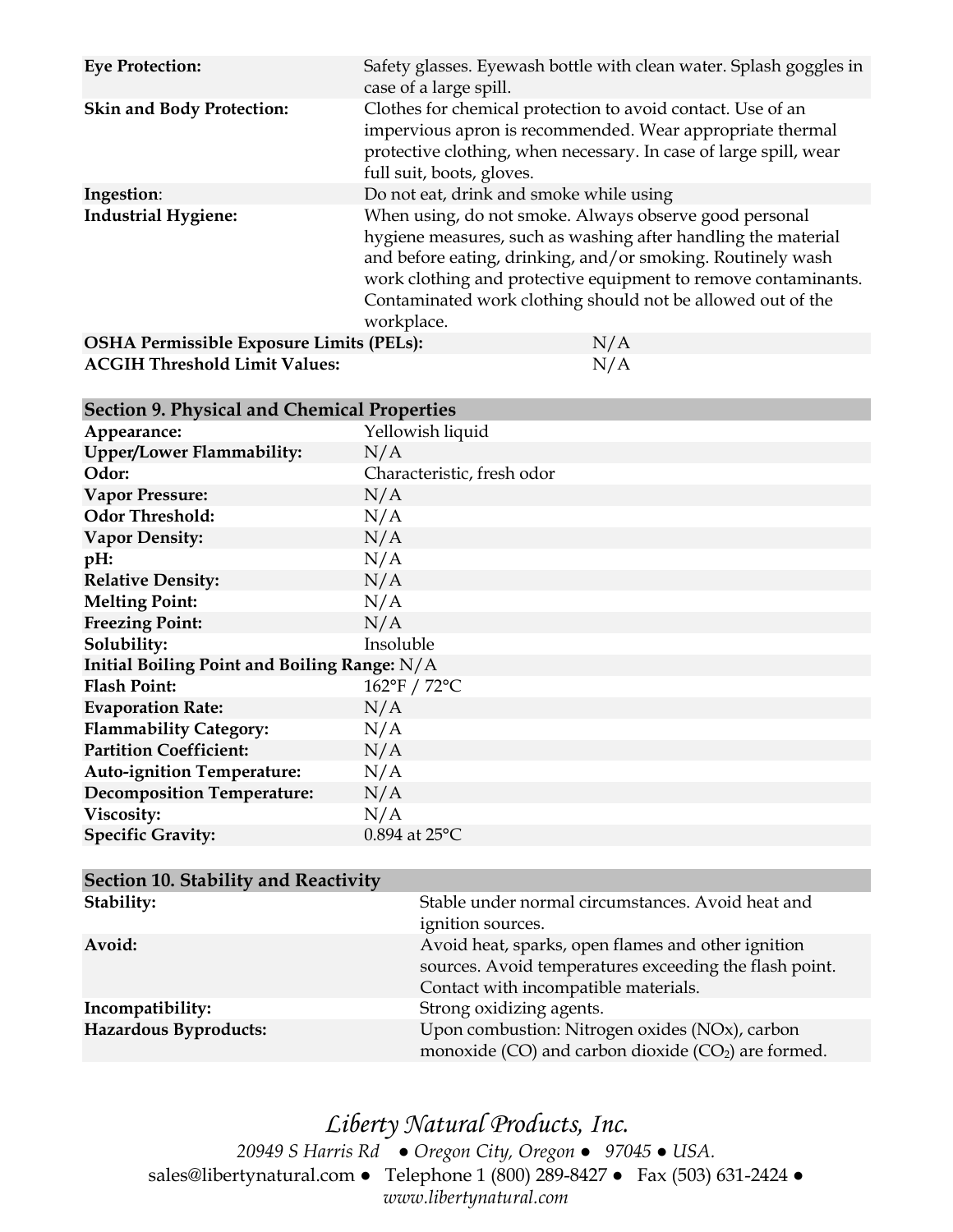| | |
|---|---|
| **Eye Protection:** | Safety glasses. Eyewash bottle with clean water. Splash goggles in case of a large spill. |
| **Skin and Body Protection:** | Clothes for chemical protection to avoid contact. Use of an impervious apron is recommended. Wear appropriate thermal protective clothing, when necessary. In case of large spill, wear full suit, boots, gloves. |
| **Ingestion**: | Do not eat, drink and smoke while using |
| **Industrial Hygiene:** | When using, do not smoke. Always observe good personal hygiene measures, such as washing after handling the material and before eating, drinking, and/or smoking. Routinely wash work clothing and protective equipment to remove contaminants. Contaminated work clothing should not be allowed out of the workplace. |
| **OSHA Permissible Exposure Limits (PELs):** | N/A |
| **ACGIH Threshold Limit Values:** | N/A |

## Section 9. Physical and Chemical Properties

| | |
|---|---|
| **Appearance:** | Yellowish liquid |
| **Upper/Lower Flammability:** | N/A |
| **Odor:** | Characteristic, fresh odor |
| **Vapor Pressure:** | N/A |
| **Odor Threshold:** | N/A |
| **Vapor Density:** | N/A |
| **pH:** | N/A |
| **Relative Density:** | N/A |
| **Melting Point:** | N/A |
| **Freezing Point:** | N/A |
| **Solubility:** | Insoluble |
| **Initial Boiling Point and Boiling Range:** | N/A |
| **Flash Point:** | 162°F / 72°C |
| **Evaporation Rate:** | N/A |
| **Flammability Category:** | N/A |
| **Partition Coefficient:** | N/A |
| **Auto-ignition Temperature:** | N/A |
| **Decomposition Temperature:** | N/A |
| **Viscosity:** | N/A |
| **Specific Gravity:** | 0.894 at 25°C |

## Section 10. Stability and Reactivity

| | |
|---|---|
| **Stability:** | Stable under normal circumstances. Avoid heat and ignition sources. |
| **Avoid:** | Avoid heat, sparks, open flames and other ignition sources. Avoid temperatures exceeding the flash point. Contact with incompatible materials. |
| **Incompatibility:** | Strong oxidizing agents. |
| **Hazardous Byproducts:** | Upon combustion: Nitrogen oxides ($NO_x$), carbon monoxide (CO) and carbon dioxide ($CO_2$) are formed. |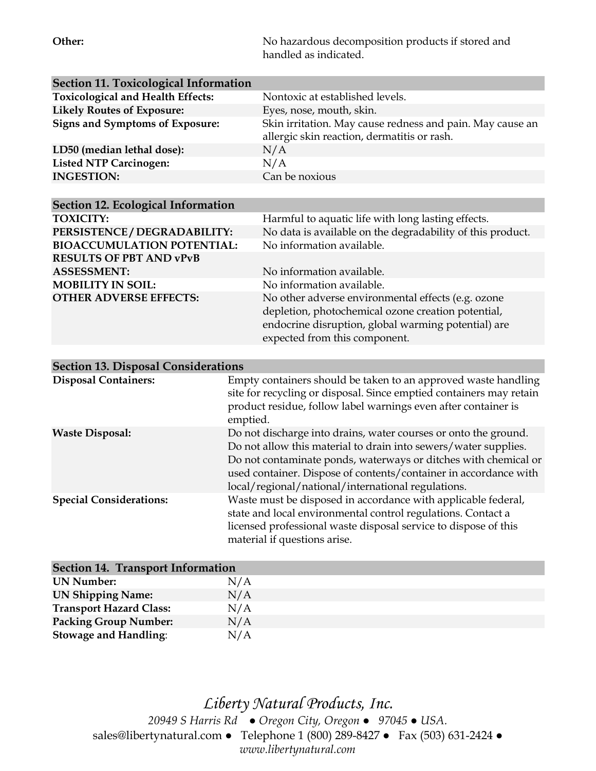| | |
|---|---|
| **Other:** | No hazardous decomposition products if stored and handled as indicated. |

## Section 11. Toxicological Information

| | |
|---|---|
| **Toxicological and Health Effects:** | Nontoxic at established levels. |
| **Likely Routes of Exposure:** | Eyes, nose, mouth, skin. |
| **Signs and Symptoms of Exposure:** | Skin irritation. May cause redness and pain. May cause an allergic skin reaction, dermatitis or rash. |
| **LD50 (median lethal dose):** | N/A |
| **Listed NTP Carcinogen:** | N/A |
| **INGESTION:** | Can be noxious |

## Section 12. Ecological Information

| | |
|---|---|
| **TOXICITY:** | Harmful to aquatic life with long lasting effects. |
| **PERSISTENCE / DEGRADABILITY:** | No data is available on the degradability of this product. |
| **BIOACCUMULATION POTENTIAL:** | No information available. |
| **RESULTS OF PBT AND vPvB ASSESSMENT:** | No information available. |
| **MOBILITY IN SOIL:** | No information available. |
| **OTHER ADVERSE EFFECTS:** | No other adverse environmental effects (e.g. ozone depletion, photochemical ozone creation potential, endocrine disruption, global warming potential) are expected from this component. |

## Section 13. Disposal Considerations

| | |
|---|---|
| **Disposal Containers:** | Empty containers should be taken to an approved waste handling site for recycling or disposal. Since emptied containers may retain product residue, follow label warnings even after container is emptied. |
| **Waste Disposal:** | Do not discharge into drains, water courses or onto the ground. Do not allow this material to drain into sewers/water supplies. Do not contaminate ponds, waterways or ditches with chemical or used container. Dispose of contents/container in accordance with local/regional/national/international regulations. |
| **Special Considerations:** | Waste must be disposed in accordance with applicable federal, state and local environmental control regulations. Contact a licensed professional waste disposal service to dispose of this material if questions arise. |

## Section 14. Transport Information

| | |
|---|---|
| **UN Number:** | N/A |
| **UN Shipping Name:** | N/A |
| **Transport Hazard Class:** | N/A |
| **Packing Group Number:** | N/A |
| **Stowage and Handling**: | N/A |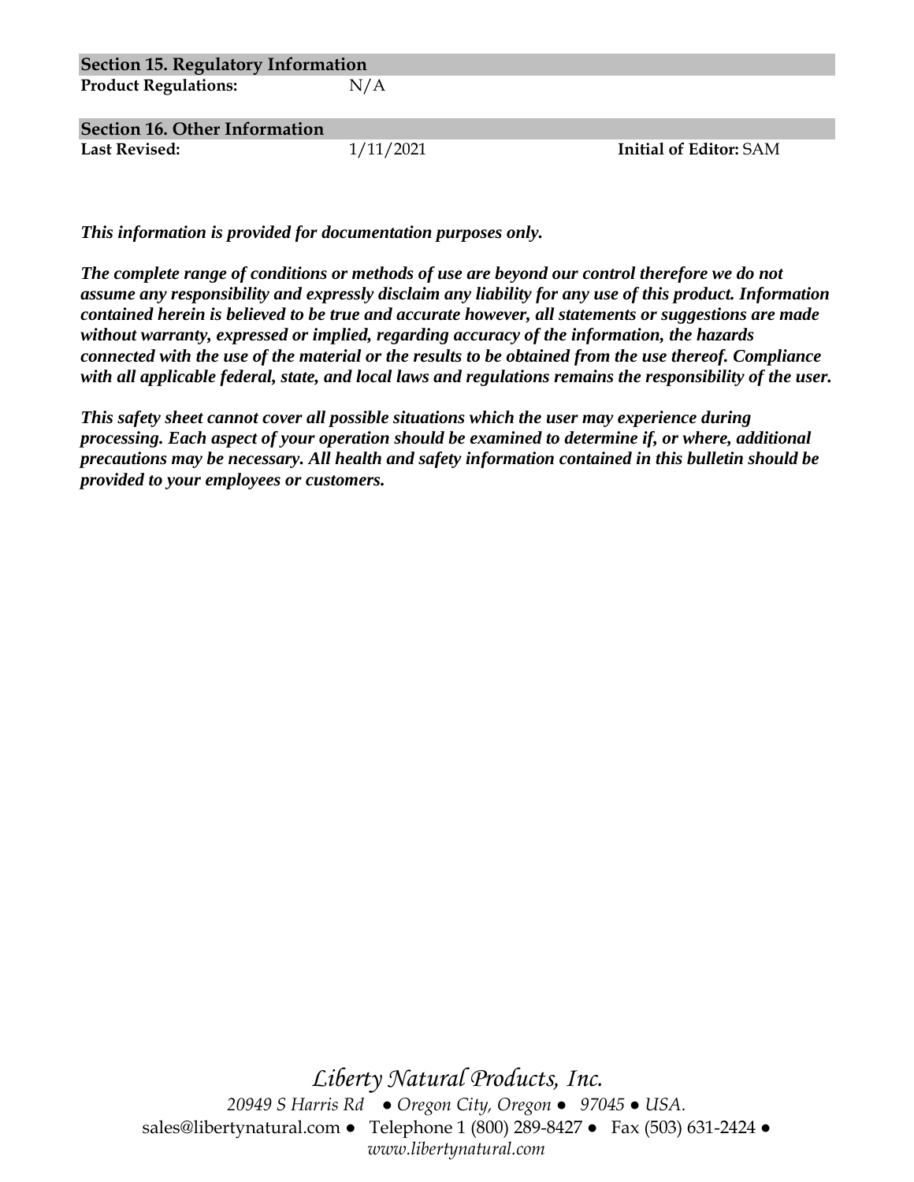## Section 15. Regulatory Information

**Product Regulations:** N/A

## Section 16. Other Information

**Last Revised:** 1/11/2021 **Initial of Editor:** SAM

***This information is provided for documentation purposes only.***

***The complete range of conditions or methods of use are beyond our control therefore we do not assume any responsibility and expressly disclaim any liability for any use of this product. Information contained herein is believed to be true and accurate however, all statements or suggestions are made without warranty, expressed or implied, regarding accuracy of the information, the hazards connected with the use of the material or the results to be obtained from the use thereof. Compliance with all applicable federal, state, and local laws and regulations remains the responsibility of the user.***

***This safety sheet cannot cover all possible situations which the user may experience during processing. Each aspect of your operation should be examined to determine if, or where, additional precautions may be necessary. All health and safety information contained in this bulletin should be provided to your employees or customers.***

*Liberty Natural Products, Inc.*

*20949 S Harris Rd ● Oregon City, Oregon ● 97045 ● USA.*

sales@libertynatural.com ● Telephone 1 (800) 289-8427 ● Fax (503) 631-2424 ●

*www.libertynatural.com*